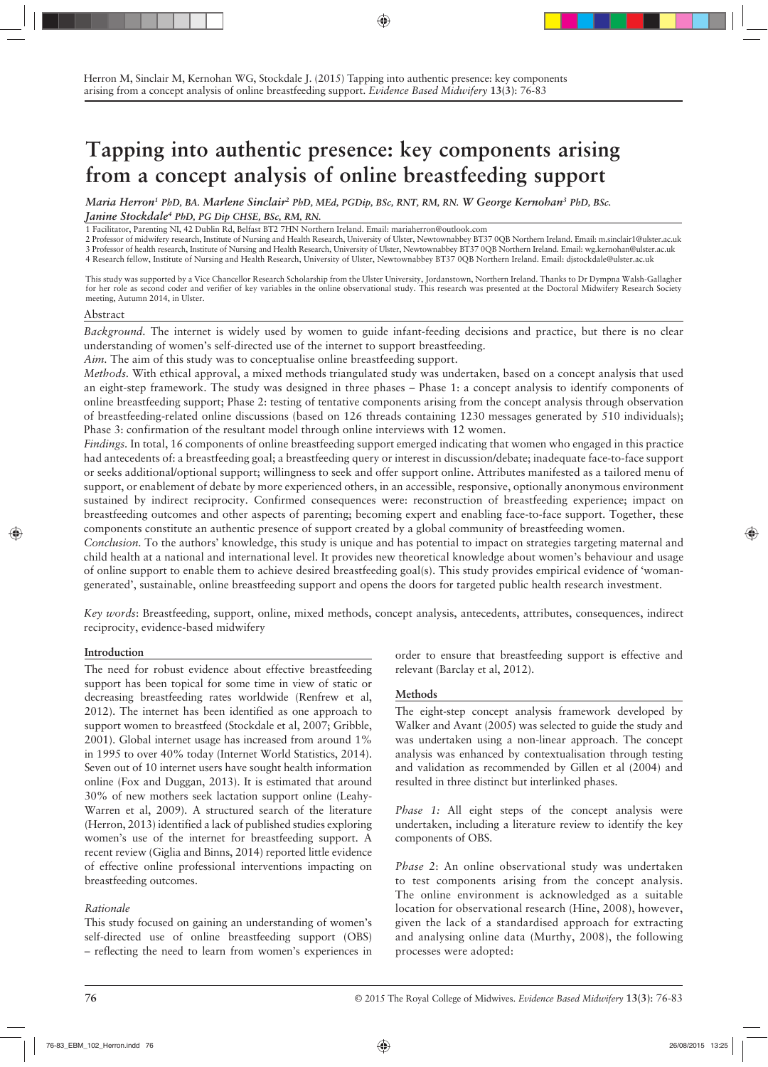Herron M, Sinclair M, Kernohan WG, Stockdale J. (2015) Tapping into authentic presence: key components arising from a concept analysis of online breastfeeding support. *Evidence Based Midwifery* **13**(**3**): 76-83

# Tapping into authentic presence: key components arising from a concept analysis of online breastfeeding support

***Maria Herron***[1] *PhD, BA.* ***Marlene Sinclair***[2] *PhD, MEd, PGDip, BSc, RNT, RM, RN.* ***W George Kernohan***[3] *PhD, BSc.* ***Janine Stockdale***[4] *PhD, PG Dip CHSE, BSc, RM, RN.*

1 Facilitator, Parenting NI, 42 Dublin Rd, Belfast BT2 7HN Northern Ireland. Email: mariaherron@outlook.com
2 Professor of midwifery research, Institute of Nursing and Health Research, University of Ulster, Newtownabbey BT37 0QB Northern Ireland. Email: m.sinclair1@ulster.ac.uk
3 Professor of health research, Institute of Nursing and Health Research, University of Ulster, Newtownabbey BT37 0QB Northern Ireland. Email: wg.kernohan@ulster.ac.uk
4 Research fellow, Institute of Nursing and Health Research, University of Ulster, Newtownabbey BT37 0QB Northern Ireland. Email: djstockdale@ulster.ac.uk

This study was supported by a Vice Chancellor Research Scholarship from the Ulster University, Jordanstown, Northern Ireland. Thanks to Dr Dympna Walsh-Gallagher for her role as second coder and verifier of key variables in the online observational study. This research was presented at the Doctoral Midwifery Research Society meeting, Autumn 2014, in Ulster.

## Abstract

*Background.* The internet is widely used by women to guide infant-feeding decisions and practice, but there is no clear understanding of women's self-directed use of the internet to support breastfeeding.

*Aim.* The aim of this study was to conceptualise online breastfeeding support.

*Methods.* With ethical approval, a mixed methods triangulated study was undertaken, based on a concept analysis that used an eight-step framework. The study was designed in three phases – Phase 1: a concept analysis to identify components of online breastfeeding support; Phase 2: testing of tentative components arising from the concept analysis through observation of breastfeeding-related online discussions (based on 126 threads containing 1230 messages generated by 510 individuals); Phase 3: confirmation of the resultant model through online interviews with 12 women.

*Findings.* In total, 16 components of online breastfeeding support emerged indicating that women who engaged in this practice had antecedents of: a breastfeeding goal; a breastfeeding query or interest in discussion/debate; inadequate face-to-face support or seeks additional/optional support; willingness to seek and offer support online. Attributes manifested as a tailored menu of support, or enablement of debate by more experienced others, in an accessible, responsive, optionally anonymous environment sustained by indirect reciprocity. Confirmed consequences were: reconstruction of breastfeeding experience; impact on breastfeeding outcomes and other aspects of parenting; becoming expert and enabling face-to-face support. Together, these components constitute an authentic presence of support created by a global community of breastfeeding women.

*Conclusion.* To the authors' knowledge, this study is unique and has potential to impact on strategies targeting maternal and child health at a national and international level. It provides new theoretical knowledge about women's behaviour and usage of online support to enable them to achieve desired breastfeeding goal(s). This study provides empirical evidence of 'woman-generated', sustainable, online breastfeeding support and opens the doors for targeted public health research investment.

*Key words*: Breastfeeding, support, online, mixed methods, concept analysis, antecedents, attributes, consequences, indirect reciprocity, evidence-based midwifery

## Introduction

The need for robust evidence about effective breastfeeding support has been topical for some time in view of static or decreasing breastfeeding rates worldwide (Renfrew et al, 2012). The internet has been identified as one approach to support women to breastfeed (Stockdale et al, 2007; Gribble, 2001). Global internet usage has increased from around 1% in 1995 to over 40% today (Internet World Statistics, 2014). Seven out of 10 internet users have sought health information online (Fox and Duggan, 2013). It is estimated that around 30% of new mothers seek lactation support online (Leahy-Warren et al, 2009). A structured search of the literature (Herron, 2013) identified a lack of published studies exploring women's use of the internet for breastfeeding support. A recent review (Giglia and Binns, 2014) reported little evidence of effective online professional interventions impacting on breastfeeding outcomes.

### Rationale

This study focused on gaining an understanding of women's self-directed use of online breastfeeding support (OBS) – reflecting the need to learn from women's experiences in order to ensure that breastfeeding support is effective and relevant (Barclay et al, 2012).

## Methods

The eight-step concept analysis framework developed by Walker and Avant (2005) was selected to guide the study and was undertaken using a non-linear approach. The concept analysis was enhanced by contextualisation through testing and validation as recommended by Gillen et al (2004) and resulted in three distinct but interlinked phases.

*Phase 1:* All eight steps of the concept analysis were undertaken, including a literature review to identify the key components of OBS.

*Phase 2*: An online observational study was undertaken to test components arising from the concept analysis. The online environment is acknowledged as a suitable location for observational research (Hine, 2008), however, given the lack of a standardised approach for extracting and analysing online data (Murthy, 2008), the following processes were adopted: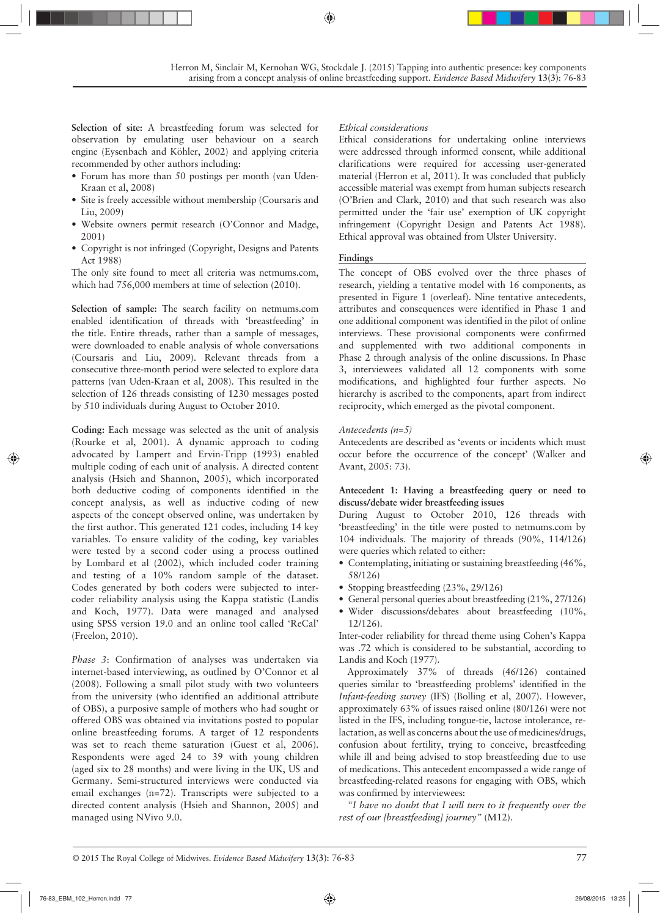**Selection of site:** A breastfeeding forum was selected for observation by emulating user behaviour on a search engine (Eysenbach and Köhler, 2002) and applying criteria recommended by other authors including:

- Forum has more than 50 postings per month (van Uden-Kraan et al, 2008)
- Site is freely accessible without membership (Coursaris and Liu, 2009)
- Website owners permit research (O'Connor and Madge, 2001)
- Copyright is not infringed (Copyright, Designs and Patents Act 1988)

The only site found to meet all criteria was netmums.com, which had 756,000 members at time of selection (2010).

**Selection of sample:** The search facility on netmums.com enabled identification of threads with 'breastfeeding' in the title. Entire threads, rather than a sample of messages, were downloaded to enable analysis of whole conversations (Coursaris and Liu, 2009). Relevant threads from a consecutive three-month period were selected to explore data patterns (van Uden-Kraan et al, 2008). This resulted in the selection of 126 threads consisting of 1230 messages posted by 510 individuals during August to October 2010.

**Coding:** Each message was selected as the unit of analysis (Rourke et al, 2001). A dynamic approach to coding advocated by Lampert and Ervin-Tripp (1993) enabled multiple coding of each unit of analysis. A directed content analysis (Hsieh and Shannon, 2005), which incorporated both deductive coding of components identified in the concept analysis, as well as inductive coding of new aspects of the concept observed online, was undertaken by the first author. This generated 121 codes, including 14 key variables. To ensure validity of the coding, key variables were tested by a second coder using a process outlined by Lombard et al (2002), which included coder training and testing of a 10% random sample of the dataset. Codes generated by both coders were subjected to inter-coder reliability analysis using the Kappa statistic (Landis and Koch, 1977). Data were managed and analysed using SPSS version 19.0 and an online tool called 'ReCal' (Freelon, 2010).

*Phase 3*: Confirmation of analyses was undertaken via internet-based interviewing, as outlined by O'Connor et al (2008). Following a small pilot study with two volunteers from the university (who identified an additional attribute of OBS), a purposive sample of mothers who had sought or offered OBS was obtained via invitations posted to popular online breastfeeding forums. A target of 12 respondents was set to reach theme saturation (Guest et al, 2006). Respondents were aged 24 to 39 with young children (aged six to 28 months) and were living in the UK, US and Germany. Semi-structured interviews were conducted via email exchanges (n=72). Transcripts were subjected to a directed content analysis (Hsieh and Shannon, 2005) and managed using NVivo 9.0.

*Ethical considerations*

Ethical considerations for undertaking online interviews were addressed through informed consent, while additional clarifications were required for accessing user-generated material (Herron et al, 2011). It was concluded that publicly accessible material was exempt from human subjects research (O'Brien and Clark, 2010) and that such research was also permitted under the 'fair use' exemption of UK copyright infringement (Copyright Design and Patents Act 1988). Ethical approval was obtained from Ulster University.

## Findings

The concept of OBS evolved over the three phases of research, yielding a tentative model with 16 components, as presented in Figure 1 (overleaf). Nine tentative antecedents, attributes and consequences were identified in Phase 1 and one additional component was identified in the pilot of online interviews. These provisional components were confirmed and supplemented with two additional components in Phase 2 through analysis of the online discussions. In Phase 3, interviewees validated all 12 components with some modifications, and highlighted four further aspects. No hierarchy is ascribed to the components, apart from indirect reciprocity, which emerged as the pivotal component.

*Antecedents (n=5)*

Antecedents are described as 'events or incidents which must occur before the occurrence of the concept' (Walker and Avant, 2005: 73).

**Antecedent 1: Having a breastfeeding query or need to discuss/debate wider breastfeeding issues**

During August to October 2010, 126 threads with 'breastfeeding' in the title were posted to netmums.com by 104 individuals. The majority of threads (90%, 114/126) were queries which related to either:

- Contemplating, initiating or sustaining breastfeeding (46%, 58/126)
- Stopping breastfeeding (23%, 29/126)
- General personal queries about breastfeeding (21%, 27/126)
- Wider discussions/debates about breastfeeding (10%, 12/126).

Inter-coder reliability for thread theme using Cohen's Kappa was .72 which is considered to be substantial, according to Landis and Koch (1977).

Approximately 37% of threads (46/126) contained queries similar to 'breastfeeding problems' identified in the *Infant-feeding survey* (IFS) (Bolling et al, 2007). However, approximately 63% of issues raised online (80/126) were not listed in the IFS, including tongue-tie, lactose intolerance, re-lactation, as well as concerns about the use of medicines/drugs, confusion about fertility, trying to conceive, breastfeeding while ill and being advised to stop breastfeeding due to use of medications. This antecedent encompassed a wide range of breastfeeding-related reasons for engaging with OBS, which was confirmed by interviewees:

*"I have no doubt that I will turn to it frequently over the rest of our [breastfeeding] journey"* (M12).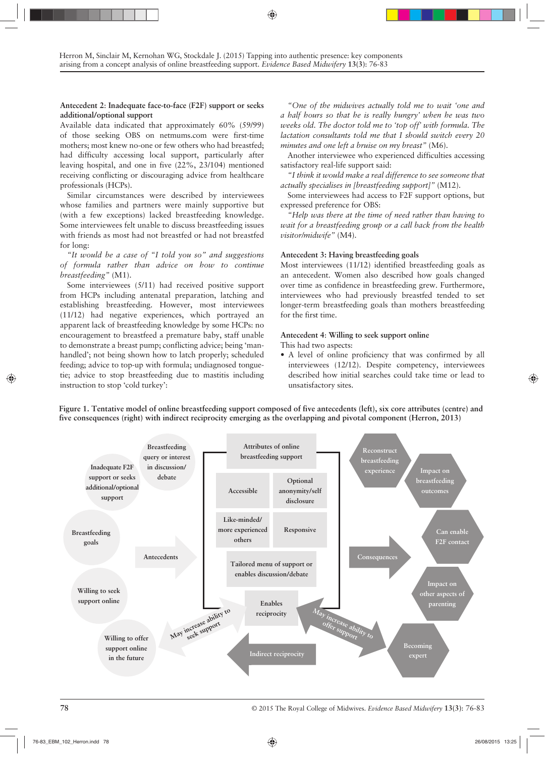**Antecedent 2: Inadequate face-to-face (F2F) support or seeks additional/optional support**

Available data indicated that approximately 60% (59/99) of those seeking OBS on netmums.com were first-time mothers; most knew no-one or few others who had breastfed; had difficulty accessing local support, particularly after leaving hospital, and one in five (22%, 23/104) mentioned receiving conflicting or discouraging advice from healthcare professionals (HCPs).

Similar circumstances were described by interviewees whose families and partners were mainly supportive but (with a few exceptions) lacked breastfeeding knowledge. Some interviewees felt unable to discuss breastfeeding issues with friends as most had not breastfed or had not breastfed for long:

*"It would be a case of "I told you so" and suggestions of formula rather than advice on how to continue breastfeeding"* (M1).

Some interviewees (5/11) had received positive support from HCPs including antenatal preparation, latching and establishing breastfeeding. However, most interviewees (11/12) had negative experiences, which portrayed an apparent lack of breastfeeding knowledge by some HCPs: no encouragement to breastfeed a premature baby, staff unable to demonstrate a breast pump; conflicting advice; being 'man-handled'; not being shown how to latch properly; scheduled feeding; advice to top-up with formula; undiagnosed tongue-tie; advice to stop breastfeeding due to mastitis including instruction to stop 'cold turkey':

*"One of the midwives actually told me to wait 'one and a half hours so that he is really hungry' when he was two weeks old. The doctor told me to 'top off' with formula. The lactation consultants told me that I should switch every 20 minutes and one left a bruise on my breast"* (M6).

Another interviewee who experienced difficulties accessing satisfactory real-life support said:

*"I think it would make a real difference to see someone that actually specialises in [breastfeeding support]"* (M12).

Some interviewees had access to F2F support options, but expressed preference for OBS:

*"Help was there at the time of need rather than having to wait for a breastfeeding group or a call back from the health visitor/midwife"* (M4).

**Antecedent 3: Having breastfeeding goals**

Most interviewees (11/12) identified breastfeeding goals as an antecedent. Women also described how goals changed over time as confidence in breastfeeding grew. Furthermore, interviewees who had previously breastfed tended to set longer-term breastfeeding goals than mothers breastfeeding for the first time.

**Antecedent 4: Willing to seek support online**

This had two aspects:

- A level of online proficiency that was confirmed by all interviewees (12/12). Despite competency, interviewees described how initial searches could take time or lead to unsatisfactory sites.

**Figure 1. Tentative model of online breastfeeding support composed of five antecedents (left), six core attributes (centre) and five consequences (right) with indirect reciprocity emerging as the overlapping and pivotal component (Herron, 2013)**

Antecedents: Inadequate F2F support or seeks additional/optional support; Breastfeeding query or interest in discussion/debate; Breastfeeding goals; Willing to seek support online; Willing to offer support online in the future.

Attributes of online breastfeeding support: Accessible; Optional anonymity/self disclosure; Like-minded/more experienced others; Responsive; Tailored menu of support or enables discussion/debate; Enables reciprocity.

Consequences: Reconstruct breastfeeding experience; Impact on breastfeeding outcomes; Can enable F2F contact; Impact on other aspects of parenting; Becoming expert.

Indirect reciprocity; May increase ability to seek support; May increase ability to offer support.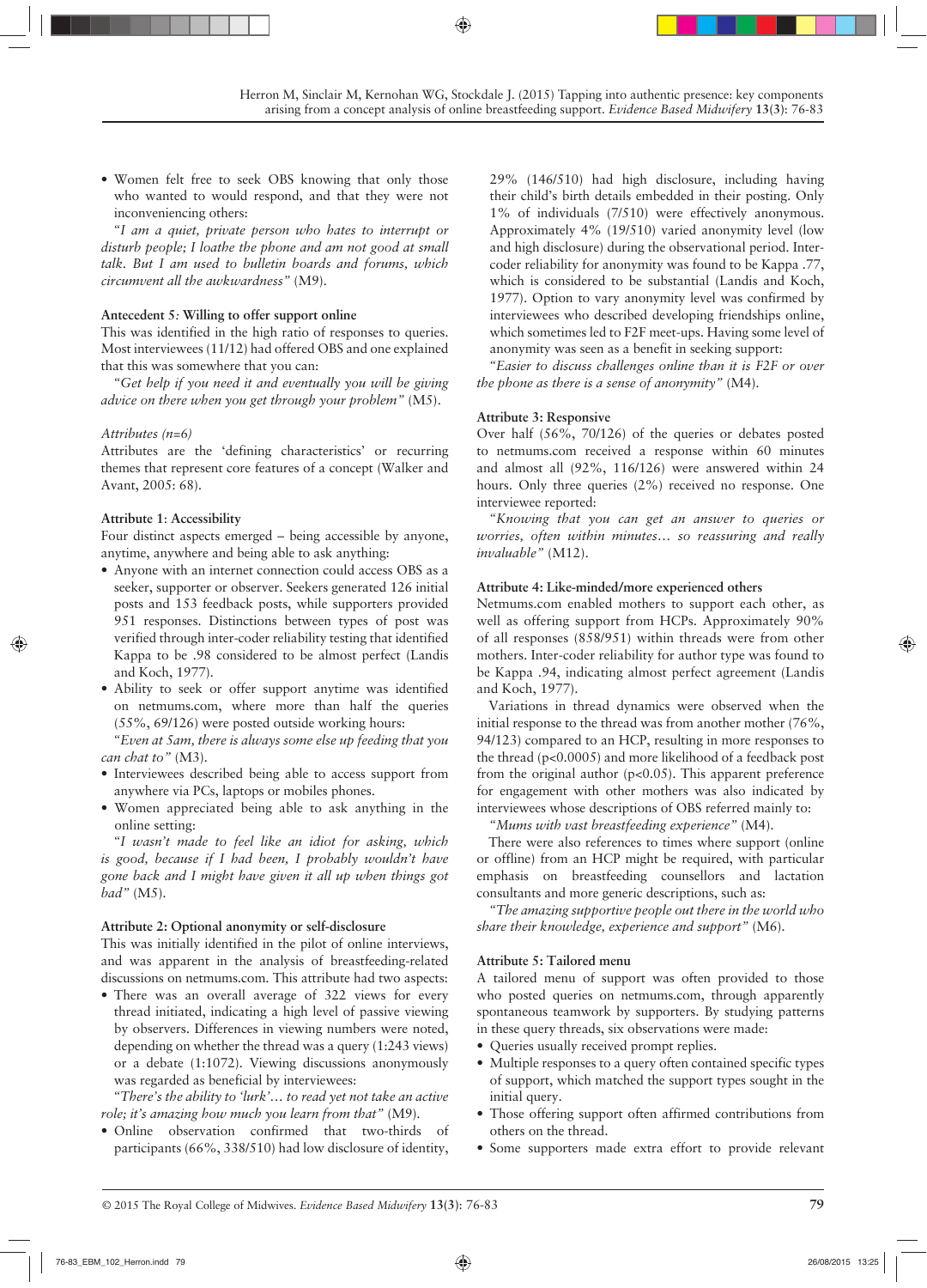- Women felt free to seek OBS knowing that only those who wanted to would respond, and that they were not inconveniencing others:

*"I am a quiet, private person who hates to interrupt or disturb people; I loathe the phone and am not good at small talk. But I am used to bulletin boards and forums, which circumvent all the awkwardness"* (M9).

**Antecedent 5: Willing to offer support online**

This was identified in the high ratio of responses to queries. Most interviewees (11/12) had offered OBS and one explained that this was somewhat their intention:

*"Get help if you need it and eventually you will be giving advice on there when you get through your problem"* (M5).

*Attributes (n=6)*

Attributes are the 'defining characteristics' or recurring themes that represent core features of a concept (Walker and Avant, 2005: 68).

**Attribute 1: Accessibility**

Four distinct aspects emerged – being accessible by anyone, anytime, anywhere and being able to ask anything:

- Anyone with an internet connection could access OBS as a seeker, supporter or observer. Seekers generated 126 initial posts and 153 feedback posts, while supporters provided 951 responses. Distinctions between types of post was verified through inter-coder reliability testing that identified Kappa to be .98 considered to be almost perfect (Landis and Koch, 1977).
- Ability to seek or offer support anytime was identified on netmums.com, where more than half the queries (55%, 69/126) were posted outside working hours:

*"Even at 5am, there is always some else up feeding that you can chat to"* (M3).

- Interviewees described being able to access support from anywhere via PCs, laptops or mobiles phones.
- Women appreciated being able to ask anything in the online setting:

*"I wasn't made to feel like an idiot for asking, which is good, because if I had been, I probably wouldn't have gone back and I might have given it all up when things got bad"* (M5).

**Attribute 2: Optional anonymity or self-disclosure**

This was initially identified in the pilot of online interviews, and was apparent in the analysis of breastfeeding-related discussions on netmums.com. This attribute had two aspects:

- There was an overall average of 322 views for every thread initiated, indicating a high level of passive viewing by observers. Differences in viewing numbers were noted, depending on whether the thread was a query (1:243 views) or a debate (1:1072). Viewing discussions anonymously was regarded as beneficial by interviewees:

*"There's the ability to 'lurk'… to read yet not take an active role; it's amazing how much you learn from that"* (M9).

- Online observation confirmed that two-thirds of participants (66%, 338/510) had low disclosure of identity, 29% (146/510) had high disclosure, including having their child's birth details embedded in their posting. Only 1% of individuals (7/510) were effectively anonymous. Approximately 4% (19/510) varied anonymity level (low and high disclosure) during the observational period. Inter-coder reliability for anonymity was found to be Kappa .77, which is considered to be substantial (Landis and Koch, 1977). Option to vary anonymity level was confirmed by interviewees who described developing friendships online, which sometimes led to F2F meet-ups. Having some level of anonymity was seen as a benefit in seeking support:

*"Easier to discuss challenges online than it is F2F or over the phone as there is a sense of anonymity"* (M4).

**Attribute 3: Responsive**

Over half (56%, 70/126) of the queries or debates posted to netmums.com received a response within 60 minutes and almost all (92%, 116/126) were answered within 24 hours. Only three queries (2%) received no response. One interviewee reported:

*"Knowing that you can get an answer to queries or worries, often within minutes… so reassuring and really invaluable"* (M12).

**Attribute 4: Like-minded/more experienced others**

Netmums.com enabled mothers to support each other, as well as offering support from HCPs. Approximately 90% of all responses (858/951) within threads were from other mothers. Inter-coder reliability for author type was found to be Kappa .94, indicating almost perfect agreement (Landis and Koch, 1977).

Variations in thread dynamics were observed when the initial response to the thread was from another mother (76%, 94/123) compared to an HCP, resulting in more responses to the thread ($p<0.0005$) and more likelihood of a feedback post from the original author ($p<0.05$). This apparent preference for engagement with other mothers was also indicated by interviewees whose descriptions of OBS referred mainly to:

*"Mums with vast breastfeeding experience"* (M4).

There were also references to times where support (online or offline) from an HCP might be required, with particular emphasis on breastfeeding counsellors and lactation consultants and more generic descriptions, such as:

*"The amazing supportive people out there in the world who share their knowledge, experience and support"* (M6).

**Attribute 5: Tailored menu**

A tailored menu of support was often provided to those who posted queries on netmums.com, through apparently spontaneous teamwork by supporters. By studying patterns in these query threads, six observations were made:

- Queries usually received prompt replies.
- Multiple responses to a query often contained specific types of support, which matched the support types sought in the initial query.
- Those offering support often affirmed contributions from others on the thread.
- Some supporters made extra effort to provide relevant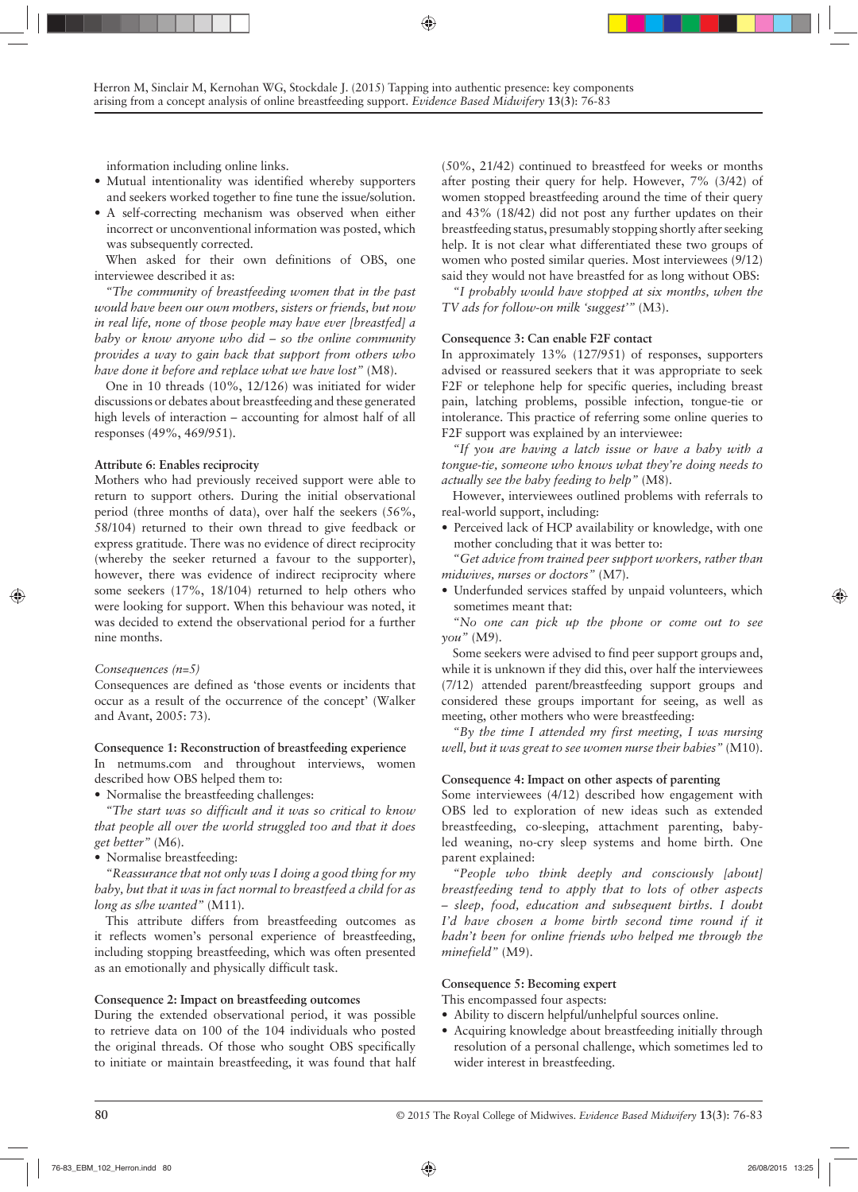information including online links.

- Mutual intentionality was identified whereby supporters and seekers worked together to fine tune the issue/solution.
- A self-correcting mechanism was observed when either incorrect or unconventional information was posted, which was subsequently corrected.

When asked for their own definitions of OBS, one interviewee described it as:

*"The community of breastfeeding women that in the past would have been our own mothers, sisters or friends, but now in real life, none of those people may have ever [breastfed] a baby or know anyone who did – so the online community provides a way to gain back that support from others who have done it before and replace what we have lost"* (M8).

One in 10 threads (10%, 12/126) was initiated for wider discussions or debates about breastfeeding and these generated high levels of interaction – accounting for almost half of all responses (49%, 469/951).

**Attribute 6: Enables reciprocity**

Mothers who had previously received support were able to return to support others. During the initial observational period (three months of data), over half the seekers (56%, 58/104) returned to their own thread to give feedback or express gratitude. There was no evidence of direct reciprocity (whereby the seeker returned a favour to the supporter), however, there was evidence of indirect reciprocity where some seekers (17%, 18/104) returned to help others who were looking for support. When this behaviour was noted, it was decided to extend the observational period for a further nine months.

*Consequences (n=5)*

Consequences are defined as 'those events or incidents that occur as a result of the occurrence of the concept' (Walker and Avant, 2005: 73).

**Consequence 1: Reconstruction of breastfeeding experience**

In netmums.com and throughout interviews, women described how OBS helped them to:

- Normalise the breastfeeding challenges:

*"The start was so difficult and it was so critical to know that people all over the world struggled too and that it does get better"* (M6).

- Normalise breastfeeding:

*"Reassurance that not only was I doing a good thing for my baby, but that it was in fact normal to breastfeed a child for as long as s/he wanted"* (M11).

This attribute differs from breastfeeding outcomes as it reflects women's personal experience of breastfeeding, including stopping breastfeeding, which was often presented as an emotionally and physically difficult task.

**Consequence 2: Impact on breastfeeding outcomes**

During the extended observational period, it was possible to retrieve data on 100 of the 104 individuals who posted the original threads. Of those who sought OBS specifically to initiate or maintain breastfeeding, it was found that half (50%, 21/42) continued to breastfeed for weeks or months after posting their query for help. However, 7% (3/42) of women stopped breastfeeding around the time of their query and 43% (18/42) did not post any further updates on their breastfeeding status, presumably stopping shortly after seeking help. It is not clear what differentiated these two groups of women who posted similar queries. Most interviewees (9/12) said they would not have breastfed for as long without OBS:

*"I probably would have stopped at six months, when the TV ads for follow-on milk 'suggest'"* (M3).

**Consequence 3: Can enable F2F contact**

In approximately 13% (127/951) of responses, supporters advised or reassured seekers that it was appropriate to seek F2F or telephone help for specific queries, including breast pain, latching problems, possible infection, tongue-tie or intolerance. This practice of referring some online queries to F2F support was explained by an interviewee:

*"If you are having a latch issue or have a baby with a tongue-tie, someone who knows what they're doing needs to actually see the baby feeding to help"* (M8).

However, interviewees outlined problems with referrals to real-world support, including:

- Perceived lack of HCP availability or knowledge, with one mother concluding that it was better to:

*"Get advice from trained peer support workers, rather than midwives, nurses or doctors"* (M7).

- Underfunded services staffed by unpaid volunteers, which sometimes meant that:

*"No one can pick up the phone or come out to see you"* (M9).

Some seekers were advised to find peer support groups and, while it is unknown if they did this, over half the interviewees (7/12) attended parent/breastfeeding support groups and considered these groups important for seeing, as well as meeting, other mothers who were breastfeeding:

*"By the time I attended my first meeting, I was nursing well, but it was great to see women nurse their babies"* (M10).

**Consequence 4: Impact on other aspects of parenting**

Some interviewees (4/12) described how engagement with OBS led to exploration of new ideas such as extended breastfeeding, co-sleeping, attachment parenting, baby-led weaning, no-cry sleep systems and home birth. One parent explained:

*"People who think deeply and consciously [about] breastfeeding tend to apply that to lots of other aspects – sleep, food, education and subsequent births. I doubt I'd have chosen a home birth second time round if it hadn't been for online friends who helped me through the minefield"* (M9).

**Consequence 5: Becoming expert**

This encompassed four aspects:

- Ability to discern helpful/unhelpful sources online.
- Acquiring knowledge about breastfeeding initially through resolution of a personal challenge, which sometimes led to wider interest in breastfeeding.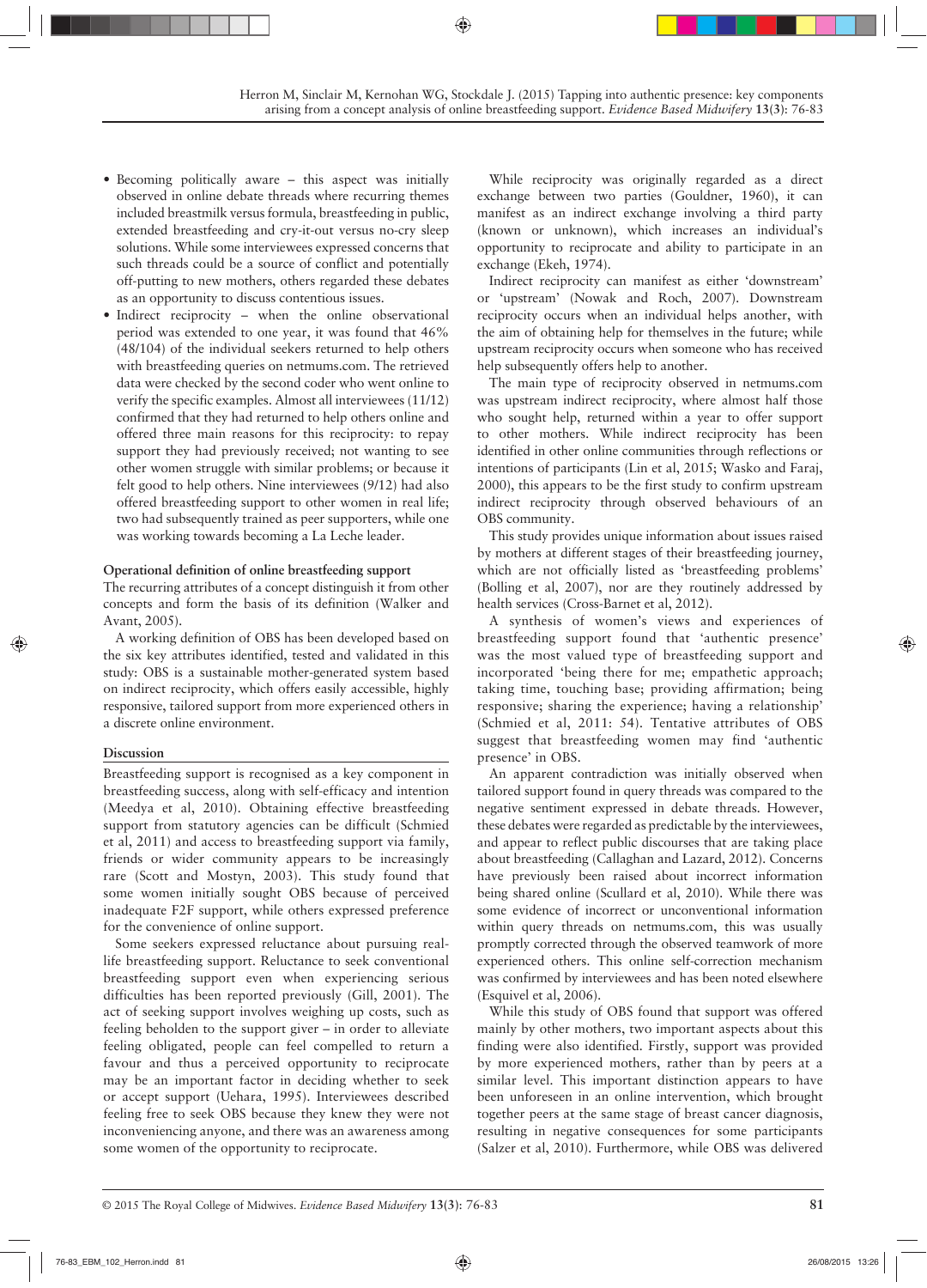- Becoming politically aware – this aspect was initially observed in online debate threads where recurring themes included breastmilk versus formula, breastfeeding in public, extended breastfeeding and cry-it-out versus no-cry sleep solutions. While some interviewees expressed concerns that such threads could be a source of conflict and potentially off-putting to new mothers, others regarded these debates as an opportunity to discuss contentious issues.
- Indirect reciprocity – when the online observational period was extended to one year, it was found that 46% (48/104) of the individual seekers returned to help others with breastfeeding queries on netmums.com. The retrieved data were checked by the second coder who went online to verify the specific examples. Almost all interviewees (11/12) confirmed that they had returned to help others online and offered three main reasons for this reciprocity: to repay support they had previously received; not wanting to see other women struggle with similar problems; or because it felt good to help others. Nine interviewees (9/12) had also offered breastfeeding support to other women in real life; two had subsequently trained as peer supporters, while one was working towards becoming a La Leche leader.

### Operational definition of online breastfeeding support

The recurring attributes of a concept distinguish it from other concepts and form the basis of its definition (Walker and Avant, 2005).

A working definition of OBS has been developed based on the six key attributes identified, tested and validated in this study: OBS is a sustainable mother-generated system based on indirect reciprocity, which offers easily accessible, highly responsive, tailored support from more experienced others in a discrete online environment.

## Discussion

Breastfeeding support is recognised as a key component in breastfeeding success, along with self-efficacy and intention (Meedya et al, 2010). Obtaining effective breastfeeding support from statutory agencies can be difficult (Schmied et al, 2011) and access to breastfeeding support via family, friends or wider community appears to be increasingly rare (Scott and Mostyn, 2003). This study found that some women initially sought OBS because of perceived inadequate F2F support, while others expressed preference for the convenience of online support.

Some seekers expressed reluctance about pursuing real-life breastfeeding support. Reluctance to seek conventional breastfeeding support even when experiencing serious difficulties has been reported previously (Gill, 2001). The act of seeking support involves weighing up costs, such as feeling beholden to the support giver – in order to alleviate feeling obligated, people can feel compelled to return a favour and thus a perceived opportunity to reciprocate may be an important factor in deciding whether to seek or accept support (Uehara, 1995). Interviewees described feeling free to seek OBS because they knew they were not inconveniencing anyone, and there was an awareness among some women of the opportunity to reciprocate.

While reciprocity was originally regarded as a direct exchange between two parties (Gouldner, 1960), it can manifest as an indirect exchange involving a third party (known or unknown), which increases an individual's opportunity to reciprocate and ability to participate in an exchange (Ekeh, 1974).

Indirect reciprocity can manifest as either 'downstream' or 'upstream' (Nowak and Roch, 2007). Downstream reciprocity occurs when an individual helps another, with the aim of obtaining help for themselves in the future; while upstream reciprocity occurs when someone who has received help subsequently offers help to another.

The main type of reciprocity observed in netmums.com was upstream indirect reciprocity, where almost half those who sought help, returned within a year to offer support to other mothers. While indirect reciprocity has been identified in other online communities through reflections or intentions of participants (Lin et al, 2015; Wasko and Faraj, 2000), this appears to be the first study to confirm upstream indirect reciprocity through observed behaviours of an OBS community.

This study provides unique information about issues raised by mothers at different stages of their breastfeeding journey, which are not officially listed as 'breastfeeding problems' (Bolling et al, 2007), nor are they routinely addressed by health services (Cross-Barnet et al, 2012).

A synthesis of women's views and experiences of breastfeeding support found that 'authentic presence' was the most valued type of breastfeeding support and incorporated 'being there for me; empathetic approach; taking time, touching base; providing affirmation; being responsive; sharing the experience; having a relationship' (Schmied et al, 2011: 54). Tentative attributes of OBS suggest that breastfeeding women may find 'authentic presence' in OBS.

An apparent contradiction was initially observed when tailored support found in query threads was compared to the negative sentiment expressed in debate threads. However, these debates were regarded as predictable by the interviewees, and appear to reflect public discourses that are taking place about breastfeeding (Callaghan and Lazard, 2012). Concerns have previously been raised about incorrect information being shared online (Scullard et al, 2010). While there was some evidence of incorrect or unconventional information within query threads on netmums.com, this was usually promptly corrected through the observed teamwork of more experienced others. This online self-correction mechanism was confirmed by interviewees and has been noted elsewhere (Esquivel et al, 2006).

While this study of OBS found that support was offered mainly by other mothers, two important aspects about this finding were also identified. Firstly, support was provided by more experienced mothers, rather than by peers at a similar level. This important distinction appears to have been unforeseen in an online intervention, which brought together peers at the same stage of breast cancer diagnosis, resulting in negative consequences for some participants (Salzer et al, 2010). Furthermore, while OBS was delivered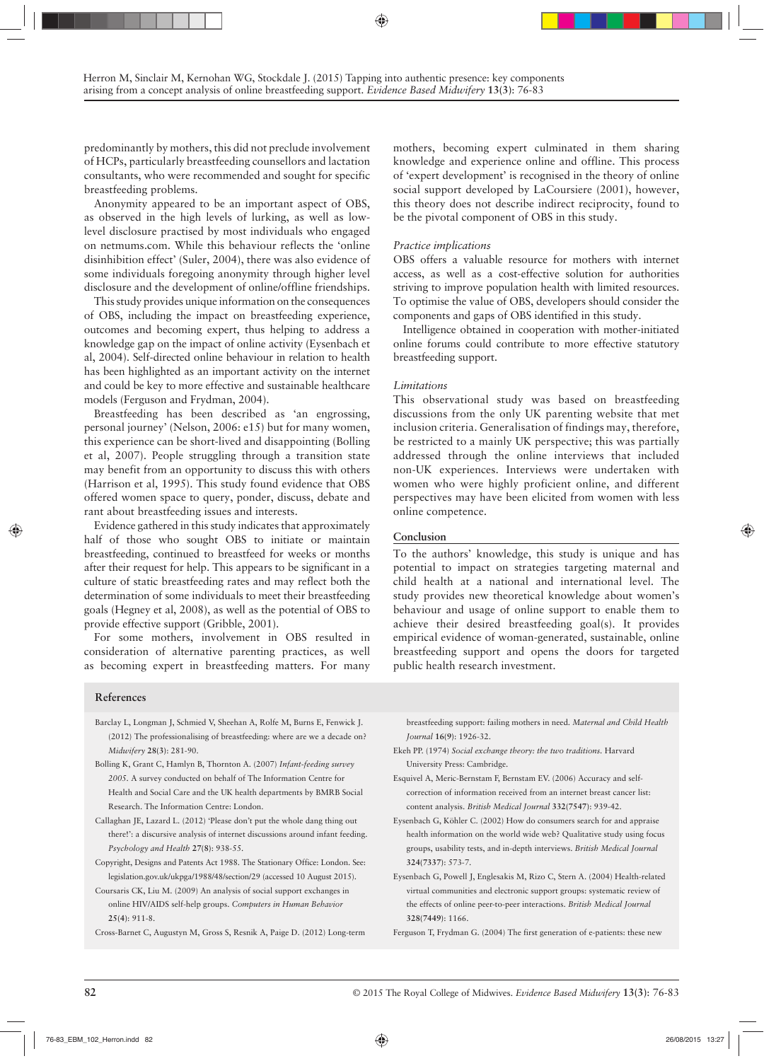predominantly by mothers, this did not preclude involvement of HCPs, particularly breastfeeding counsellors and lactation consultants, who were recommended and sought for specific breastfeeding problems.

Anonymity appeared to be an important aspect of OBS, as observed in the high levels of lurking, as well as low-level disclosure practised by most individuals who engaged on netmums.com. While this behaviour reflects the 'online disinhibition effect' (Suler, 2004), there was also evidence of some individuals foregoing anonymity through higher level disclosure and the development of online/offline friendships.

This study provides unique information on the consequences of OBS, including the impact on breastfeeding experience, outcomes and becoming expert, thus helping to address a knowledge gap on the impact of online activity (Eysenbach et al, 2004). Self-directed online behaviour in relation to health has been highlighted as an important activity on the internet and could be key to more effective and sustainable healthcare models (Ferguson and Frydman, 2004).

Breastfeeding has been described as 'an engrossing, personal journey' (Nelson, 2006: e15) but for many women, this experience can be short-lived and disappointing (Bolling et al, 2007). People struggling through a transition state may benefit from an opportunity to discuss this with others (Harrison et al, 1995). This study found evidence that OBS offered women space to query, ponder, discuss, debate and rant about breastfeeding issues and interests.

Evidence gathered in this study indicates that approximately half of those who sought OBS to initiate or maintain breastfeeding, continued to breastfeed for weeks or months after their request for help. This appears to be significant in a culture of static breastfeeding rates and may reflect both the determination of some individuals to meet their breastfeeding goals (Hegney et al, 2008), as well as the potential of OBS to provide effective support (Gribble, 2001).

For some mothers, involvement in OBS resulted in consideration of alternative parenting practices, as well as becoming expert in breastfeeding matters. For many mothers, becoming expert culminated in them sharing knowledge and experience online and offline. This process of 'expert development' is recognised in the theory of online social support developed by LaCoursiere (2001), however, this theory does not describe indirect reciprocity, found to be the pivotal component of OBS in this study.

### *Practice implications*

OBS offers a valuable resource for mothers with internet access, as well as a cost-effective solution for authorities striving to improve population health with limited resources. To optimise the value of OBS, developers should consider the components and gaps of OBS identified in this study.

Intelligence obtained in cooperation with mother-initiated online forums could contribute to more effective statutory breastfeeding support.

### *Limitations*

This observational study was based on breastfeeding discussions from the only UK parenting website that met inclusion criteria. Generalisation of findings may, therefore, be restricted to a mainly UK perspective; this was partially addressed through the online interviews that included non-UK experiences. Interviews were undertaken with women who were highly proficient online, and different perspectives may have been elicited from women with less online competence.

## Conclusion

To the authors' knowledge, this study is unique and has potential to impact on strategies targeting maternal and child health at a national and international level. The study provides new theoretical knowledge about women's behaviour and usage of online support to enable them to achieve their desired breastfeeding goal(s). It provides empirical evidence of woman-generated, sustainable, online breastfeeding support and opens the doors for targeted public health research investment.

## References

Barclay L, Longman J, Schmied V, Sheehan A, Rolfe M, Burns E, Fenwick J. (2012) The professionalising of breastfeeding: where are we a decade on? *Midwifery* **28(3)**: 281-90.

Bolling K, Grant C, Hamlyn B, Thornton A. (2007) *Infant-feeding survey 2005*. A survey conducted on behalf of The Information Centre for Health and Social Care and the UK health departments by BMRB Social Research. The Information Centre: London.

Callaghan JE, Lazard L. (2012) 'Please don't put the whole dang thing out there!': a discursive analysis of internet discussions around infant feeding. *Psychology and Health* **27(8)**: 938-55.

Copyright, Designs and Patents Act 1988. The Stationary Office: London. See: legislation.gov.uk/ukpga/1988/48/section/29 (accessed 10 August 2015).

Coursaris CK, Liu M. (2009) An analysis of social support exchanges in online HIV/AIDS self-help groups. *Computers in Human Behavior* **25(4)**: 911-8.

Cross-Barnet C, Augustyn M, Gross S, Resnik A, Paige D. (2012) Long-term breastfeeding support: failing mothers in need. *Maternal and Child Health Journal* **16(9)**: 1926-32.

Ekeh PP. (1974) *Social exchange theory: the two traditions*. Harvard University Press: Cambridge.

Esquivel A, Meric-Bernstam F, Bernstam EV. (2006) Accuracy and self-correction of information received from an internet breast cancer list: content analysis. *British Medical Journal* **332(7547)**: 939-42.

Eysenbach G, Köhler C. (2002) How do consumers search for and appraise health information on the world wide web? Qualitative study using focus groups, usability tests, and in-depth interviews. *British Medical Journal* **324(7337)**: 573-7.

Eysenbach G, Powell J, Englesakis M, Rizo C, Stern A. (2004) Health-related virtual communities and electronic support groups: systematic review of the effects of online peer-to-peer interactions. *British Medical Journal* **328(7449)**: 1166.

Ferguson T, Frydman G. (2004) The first generation of e-patients: these new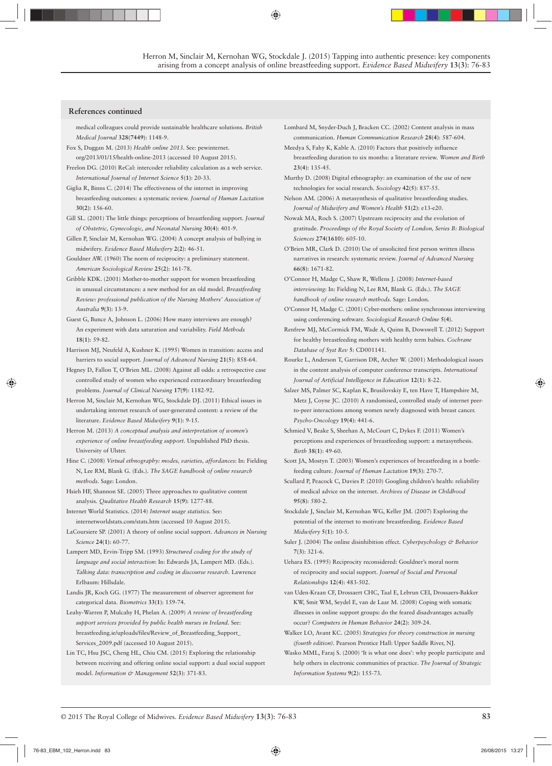## References continued

medical colleagues could provide sustainable healthcare solutions. *British Medical Journal* **328**(**7449**): 1148-9.

Fox S, Duggan M. (2013) *Health online 2013*. See: pewinternet.org/2013/01/15/health-online-2013 (accessed 10 August 2015).

Freelon DG. (2010) ReCal: intercoder reliability calculation as a web service. *International Journal of Internet Science* **5**(**1**): 20-33.

Giglia R, Binns C. (2014) The effectiveness of the internet in improving breastfeeding outcomes: a systematic review. *Journal of Human Lactation* **30**(**2**): 156-60.

Gill SL. (2001) The little things: perceptions of breastfeeding support. *Journal of Obstetric, Gynecologic, and Neonatal Nursing* **30**(**4**): 401-9.

Gillen P, Sinclair M, Kernohan WG. (2004) A concept analysis of bullying in midwifery. *Evidence Based Midwifery* **2**(**2**): 46-51.

Gouldner AW. (1960) The norm of reciprocity: a preliminary statement. *American Sociological Review* **25**(**2**): 161-78.

Gribble KDK. (2001) Mother-to-mother support for women breastfeeding in unusual circumstances: a new method for an old model. *Breastfeeding Review: professional publication of the Nursing Mothers' Association of Australia* **9**(**3**): 13-9.

Guest G, Bunce A, Johnson L. (2006) How many interviews are enough? An experiment with data saturation and variability. *Field Methods* **18**(**1**): 59-82.

Harrison MJ, Neufeld A, Kushner K. (1995) Women in transition: access and barriers to social support. *Journal of Advanced Nursing* **21**(**5**): 858-64.

Hegney D, Fallon T, O'Brien ML. (2008) Against all odds: a retrospective case controlled study of women who experienced extraordinary breastfeeding problems. *Journal of Clinical Nursing* **17**(**9**): 1182-92.

Herron M, Sinclair M, Kernohan WG, Stockdale DJ. (2011) Ethical issues in undertaking internet research of user-generated content: a review of the literature. *Evidence Based Midwifery* **9**(**1**): 9-15.

Herron M. (2013) *A conceptual analysis and interpretation of women's experience of online breastfeeding support*. Unpublished PhD thesis. University of Ulster.

Hine C. (2008) *Virtual ethnography: modes, varieties, affordances*: In: Fielding N, Lee RM, Blank G. (Eds.). *The SAGE handbook of online research methods*. Sage: London.

Hsieh HF, Shannon SE. (2005) Three approaches to qualitative content analysis. *Qualitative Health Research* **15**(**9**): 1277-88.

Internet World Statistics. (2014) *Internet usage statistics*. See: internetworldstats.com/stats.htm (accessed 10 August 2015).

LaCoursiere SP. (2001) A theory of online social support. *Advances in Nursing Science* **24**(**1**): 60-77.

Lampert MD, Ervin-Tripp SM. (1993) *Structured coding for the study of language and social interaction*: In: Edwards JA, Lampert MD. (Eds.). *Talking data: transcription and coding in discourse research*. Lawrence Erlbaum: Hillsdale.

Landis JR, Koch GG. (1977) The measurement of observer agreement for categorical data. *Biometrics* **33**(**1**): 159-74.

Leahy-Warren P, Mulcahy H, Phelan A. (2009) *A review of breastfeeding support services provided by public health nurses in Ireland*. See: breastfeeding.ie/uploads/files/Review_of_Breastfeeding_Support_Services_2009.pdf (accessed 10 August 2015).

Lin TC, Hsu JSC, Cheng HL, Chiu CM. (2015) Exploring the relationship between receiving and offering online social support: a dual social support model. *Information & Management* **52**(**3**): 371-83.

Lombard M, Snyder-Duch J, Bracken CC. (2002) Content analysis in mass communication. *Human Communication Research* **28**(**4**): 587-604.

Meedya S, Fahy K, Kable A. (2010) Factors that positively influence breastfeeding duration to six months: a literature review. *Women and Birth* **23**(**4**): 135-45.

Murthy D. (2008) Digital ethnography: an examination of the use of new technologies for social research. *Sociology* **42**(**5**): 837-55.

Nelson AM. (2006) A metasynthesis of qualitative breastfeeding studies. *Journal of Midwifery and Women's Health* **51**(**2**): e13-e20.

Nowak MA, Roch S. (2007) Upstream reciprocity and the evolution of gratitude. *Proceedings of the Royal Society of London, Series B: Biological Sciences* **274**(**1610**): 605-10.

O'Brien MR, Clark D. (2010) Use of unsolicited first person written illness narratives in research: systematic review. *Journal of Advanced Nursing* **66**(**8**): 1671-82.

O'Connor H, Madge C, Shaw R, Wellens J. (2008) *Internet-based interviewing*: In: Fielding N, Lee RM, Blank G. (Eds.). *The SAGE handbook of online research methods*. Sage: London.

O'Connor H, Madge C. (2001) Cyber-mothers: online synchronous interviewing using conferencing software. *Sociological Research Online* **5**(**4**).

Renfrew MJ, McCormick FM, Wade A, Quinn B, Dowswell T. (2012) Support for healthy breastfeeding mothers with healthy term babies. *Cochrane Database of Syst Rev* **5**: CD001141.

Rourke L, Anderson T, Garrison DR, Archer W. (2001) Methodological issues in the content analysis of computer conference transcripts. *International Journal of Artificial Intelligence in Education* **12**(**1**): 8-22.

Salzer MS, Palmer SC, Kaplan K, Brusilovskiy E, ten Have T, Hampshire M, Metz J, Coyne JC. (2010) A randomised, controlled study of internet peer-to-peer interactions among women newly diagnosed with breast cancer. *Psycho-Oncology* **19**(**4**): 441-6.

Schmied V, Beake S, Sheehan A, McCourt C, Dykes F. (2011) Women's perceptions and experiences of breastfeeding support: a metasynthesis. *Birth* **38**(**1**): 49-60.

Scott JA, Mostyn T. (2003) Women's experiences of breastfeeding in a bottle-feeding culture. *Journal of Human Lactation* **19**(**3**): 270-7.

Scullard P, Peacock C, Davies P. (2010) Googling children's health: reliability of medical advice on the internet. *Archives of Disease in Childhood* **95**(**8**): 580-2.

Stockdale J, Sinclair M, Kernohan WG, Keller JM. (2007) Exploring the potential of the internet to motivate breastfeeding. *Evidence Based Midwifery* **5**(**1**): 10-5.

Suler J. (2004) The online disinhibition effect. *Cyberpsychology & Behavior* **7**(**3**): 321-6.

Uehara ES. (1995) Reciprocity reconsidered: Gouldner's moral norm of reciprocity and social support. *Journal of Social and Personal Relationships* **12**(**4**): 483-502.

van Uden-Kraan CF, Drossaert CHC, Taal E, Lebrun CEI, Drossaers-Bakker KW, Smit WM, Seydel E, van de Laar M. (2008) Coping with somatic illnesses in online support groups: do the feared disadvantages actually occur? *Computers in Human Behavior* **24**(**2**): 309-24.

Walker LO, Avant KC. (2005) *Strategies for theory construction in nursing (fourth edition)*. Pearson Prentice Hall: Upper Saddle River, NJ.

Wasko MML, Faraj S. (2000) 'It is what one does': why people participate and help others in electronic communities of practice. *The Journal of Strategic Information Systems* **9**(**2**): 155-73.